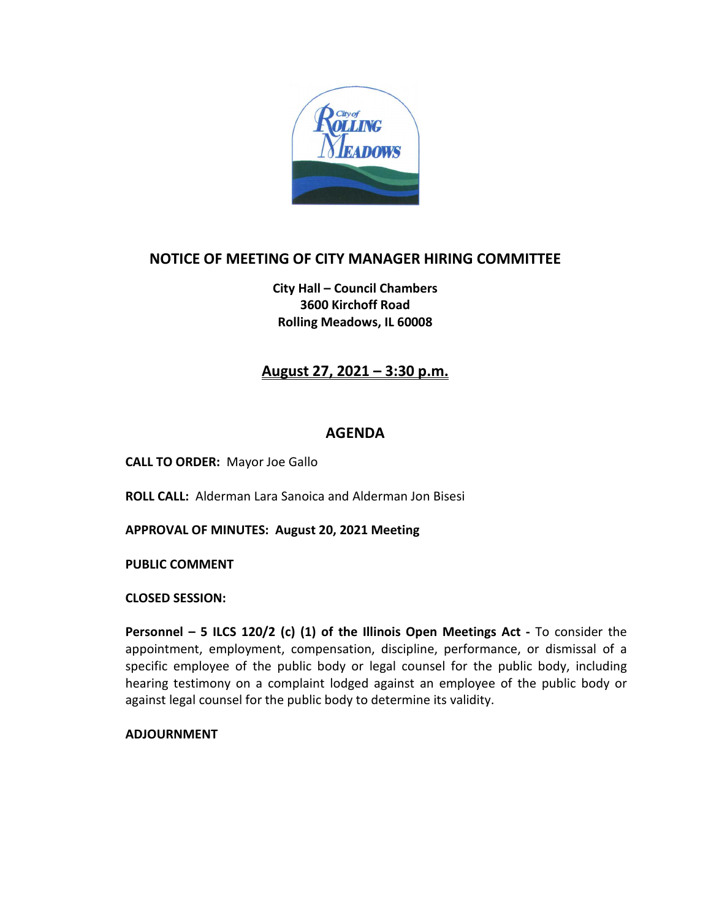# NOTICE OF MEETING OF CITY MANAGER HIRING COMMITTEE

**City Hall – Council Chambers**
**3600 Kirchoff Road**
**Rolling Meadows, IL 60008**

## August 27, 2021 – 3:30 p.m.

## AGENDA

**CALL TO ORDER:** Mayor Joe Gallo

**ROLL CALL:** Alderman Lara Sanoica and Alderman Jon Bisesi

**APPROVAL OF MINUTES: August 20, 2021 Meeting**

**PUBLIC COMMENT**

**CLOSED SESSION:**

**Personnel – 5 ILCS 120/2 (c) (1) of the Illinois Open Meetings Act -** To consider the appointment, employment, compensation, discipline, performance, or dismissal of a specific employee of the public body or legal counsel for the public body, including hearing testimony on a complaint lodged against an employee of the public body or against legal counsel for the public body to determine its validity.

**ADJOURNMENT**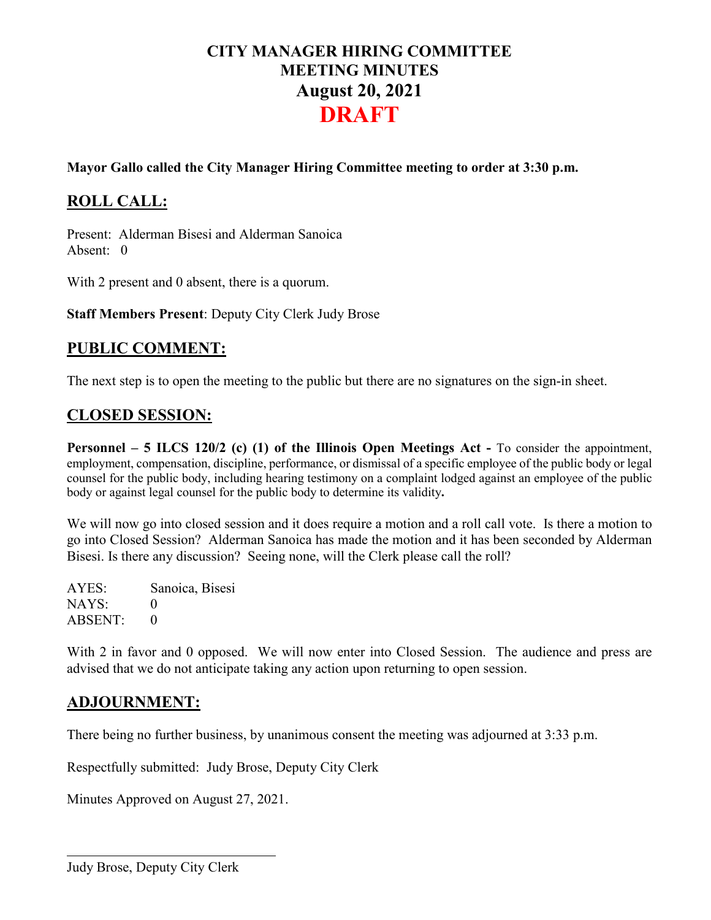# CITY MANAGER HIRING COMMITTEE
# MEETING MINUTES
# August 20, 2021
# DRAFT

**Mayor Gallo called the City Manager Hiring Committee meeting to order at 3:30 p.m.**

## ROLL CALL:

Present: Alderman Bisesi and Alderman Sanoica
Absent: 0

With 2 present and 0 absent, there is a quorum.

**Staff Members Present**: Deputy City Clerk Judy Brose

## PUBLIC COMMENT:

The next step is to open the meeting to the public but there are no signatures on the sign-in sheet.

## CLOSED SESSION:

**Personnel – 5 ILCS 120/2 (c) (1) of the Illinois Open Meetings Act -** To consider the appointment, employment, compensation, discipline, performance, or dismissal of a specific employee of the public body or legal counsel for the public body, including hearing testimony on a complaint lodged against an employee of the public body or against legal counsel for the public body to determine its validity**.**

We will now go into closed session and it does require a motion and a roll call vote. Is there a motion to go into Closed Session? Alderman Sanoica has made the motion and it has been seconded by Alderman Bisesi. Is there any discussion? Seeing none, will the Clerk please call the roll?

AYES: Sanoica, Bisesi
NAYS: 0
ABSENT: 0

With 2 in favor and 0 opposed. We will now enter into Closed Session. The audience and press are advised that we do not anticipate taking any action upon returning to open session.

## ADJOURNMENT:

There being no further business, by unanimous consent the meeting was adjourned at 3:33 p.m.

Respectfully submitted: Judy Brose, Deputy City Clerk

Minutes Approved on August 27, 2021.

Judy Brose, Deputy City Clerk